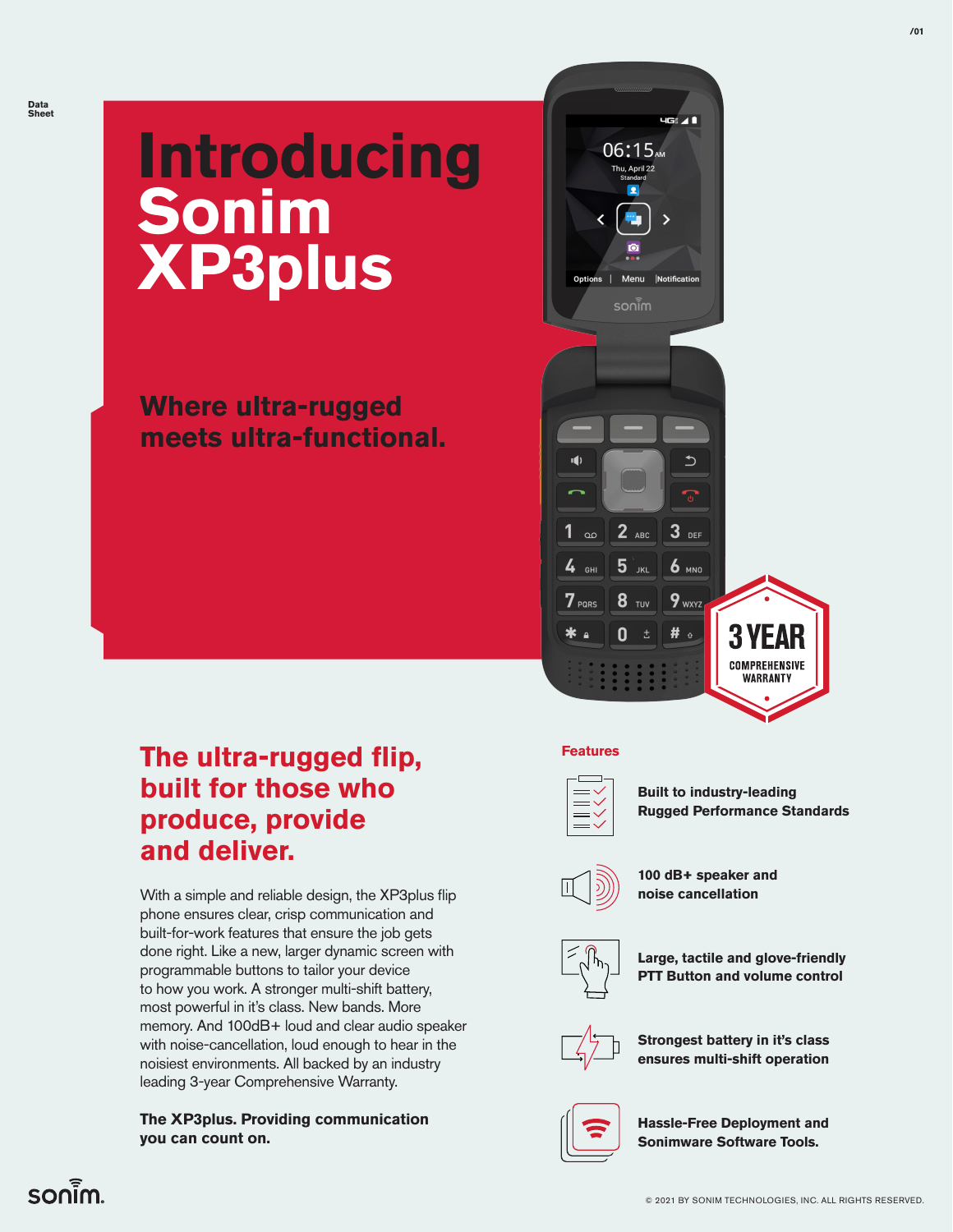Data Sheet

# Introducing Sonim XP3plus

## Where ultra-rugged meets ultra-functional.

3 YEAR COMPREHENSIVE WARRANTY

## The ultra-rugged flip, built for those who produce, provide and deliver.

With a simple and reliable design, the XP3plus flip phone ensures clear, crisp communication and built-for-work features that ensure the job gets done right. Like a new, larger dynamic screen with programmable buttons to tailor your device to how you work. A stronger multi-shift battery, most powerful in it's class. New bands. More memory. And 100dB+ loud and clear audio speaker with noise-cancellation, loud enough to hear in the noisiest environments. All backed by an industry leading 3-year Comprehensive Warranty.

**The XP3plus. Providing communication you can count on.**

### Features

- **Built to industry-leading Rugged Performance Standards**
- **100 dB+ speaker and noise cancellation**
- **Large, tactile and glove-friendly PTT Button and volume control**
- **Strongest battery in it's class ensures multi-shift operation**
- **Hassle-Free Deployment and Sonimware Software Tools.**

sonim.

© 2021 BY SONIM TECHNOLOGIES, INC. ALL RIGHTS RESERVED.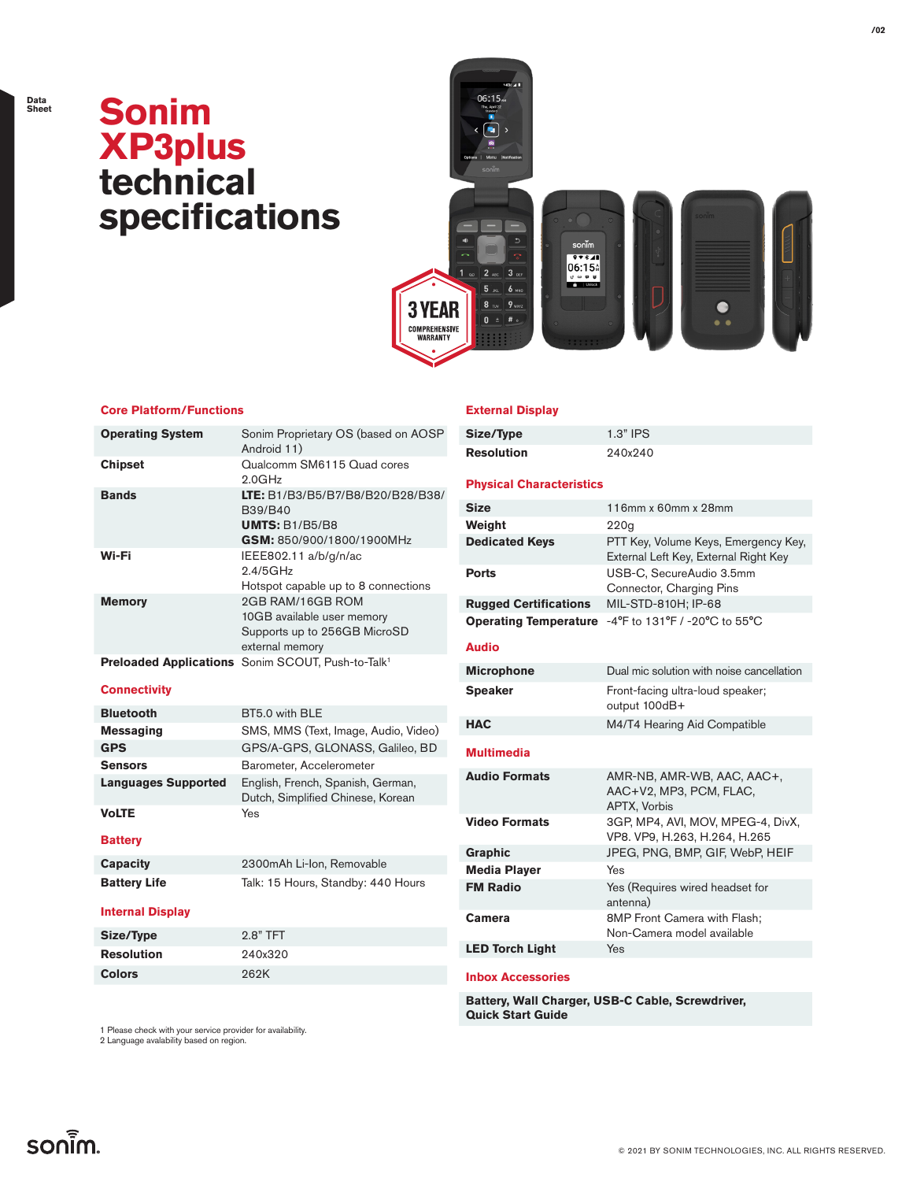Data Sheet

# Sonim XP3plus technical specifications

3 YEAR COMPREHENSIVE WARRANTY

## Core Platform/Functions

| | |
|---|---|
| **Operating System** | Sonim Proprietary OS (based on AOSP Android 11) |
| **Chipset** | Qualcomm SM6115 Quad cores 2.0GHz |
| **Bands** | **LTE:** B1/B3/B5/B7/B8/B20/B28/B38/B39/B40 **UMTS:** B1/B5/B8 **GSM:** 850/900/1800/1900MHz |
| **Wi-Fi** | IEEE802.11 a/b/g/n/ac 2.4/5GHz Hotspot capable up to 8 connections |
| **Memory** | 2GB RAM/16GB ROM 10GB available user memory Supports up to 256GB MicroSD external memory |
| **Preloaded Applications** | Sonim SCOUT, Push-to-Talk[1] |

## Connectivity

| | |
|---|---|
| **Bluetooth** | BT5.0 with BLE |
| **Messaging** | SMS, MMS (Text, Image, Audio, Video) |
| **GPS** | GPS/A-GPS, GLONASS, Galileo, BD |
| **Sensors** | Barometer, Accelerometer |
| **Languages Supported** | English, French, Spanish, German, Dutch, Simplified Chinese, Korean |
| **VoLTE** | Yes |

## Battery

| | |
|---|---|
| **Capacity** | 2300mAh Li-Ion, Removable |
| **Battery Life** | Talk: 15 Hours, Standby: 440 Hours |

## Internal Display

| | |
|---|---|
| **Size/Type** | 2.8" TFT |
| **Resolution** | 240x320 |
| **Colors** | 262K |

## External Display

| | |
|---|---|
| **Size/Type** | 1.3" IPS |
| **Resolution** | 240x240 |

## Physical Characteristics

| | |
|---|---|
| **Size** | 116mm x 60mm x 28mm |
| **Weight** | 220g |
| **Dedicated Keys** | PTT Key, Volume Keys, Emergency Key, External Left Key, External Right Key |
| **Ports** | USB-C, SecureAudio 3.5mm Connector, Charging Pins |
| **Rugged Certifications** | MIL-STD-810H; IP-68 |
| **Operating Temperature** | -4°F to 131°F / -20°C to 55°C |

## Audio

| | |
|---|---|
| **Microphone** | Dual mic solution with noise cancellation |
| **Speaker** | Front-facing ultra-loud speaker; output 100dB+ |
| **HAC** | M4/T4 Hearing Aid Compatible |

## Multimedia

| | |
|---|---|
| **Audio Formats** | AMR-NB, AMR-WB, AAC, AAC+, AAC+V2, MP3, PCM, FLAC, APTX, Vorbis |
| **Video Formats** | 3GP, MP4, AVI, MOV, MPEG-4, DivX, VP8. VP9, H.263, H.264, H.265 |
| **Graphic** | JPEG, PNG, BMP, GIF, WebP, HEIF |
| **Media Player** | Yes |
| **FM Radio** | Yes (Requires wired headset for antenna) |
| **Camera** | 8MP Front Camera with Flash; Non-Camera model available |
| **LED Torch Light** | Yes |

## Inbox Accessories

**Battery, Wall Charger, USB-C Cable, Screwdriver, Quick Start Guide**

1 Please check with your service provider for availability.
2 Language avalability based on region.

sonim

© 2021 BY SONIM TECHNOLOGIES, INC. ALL RIGHTS RESERVED.